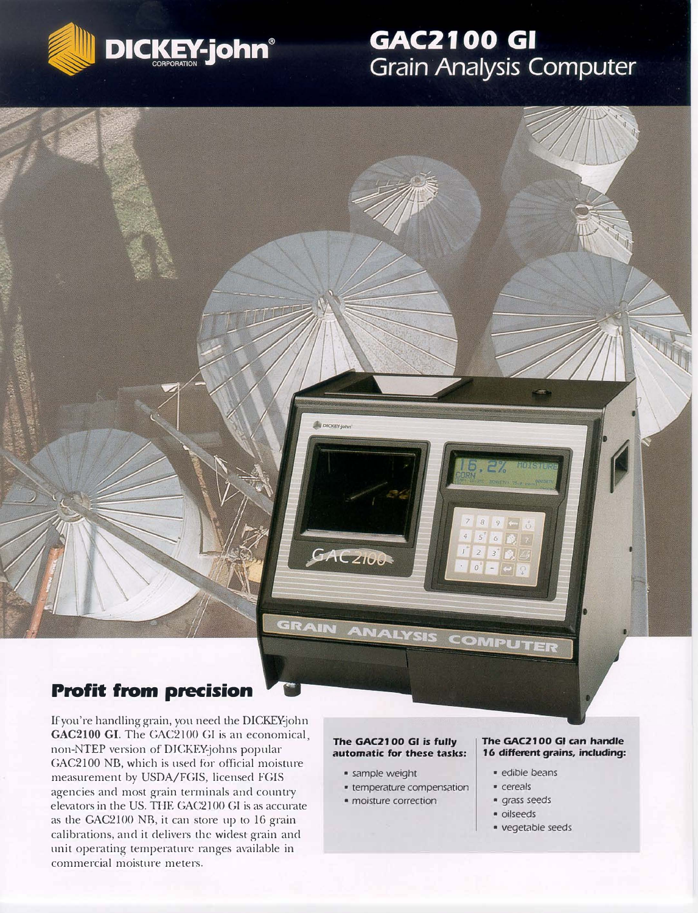# DICKEY-john® CORPORATION

# GAC2100 GI
## Grain Analysis Computer

## Profit from precision

If you're handling grain, you need the DICKEY-john **GAC2100 GI**. The GAC2100 GI is an economical, non-NTEP version of DICKEY-johns popular GAC2100 NB, which is used for official moisture measurement by USDA/FGIS, licensed FGIS agencies and most grain terminals and country elevators in the US. THE GAC2100 GI is as accurate as the GAC2100 NB, it can store up to 16 grain calibrations, and it delivers the widest grain and unit operating temperature ranges available in commercial moisture meters.

**The GAC2100 GI is fully automatic for these tasks:**

- sample weight
- temperature compensation
- moisture correction

**The GAC2100 GI can handle 16 different grains, including:**

- edible beans
- cereals
- grass seeds
- oilseeds
- vegetable seeds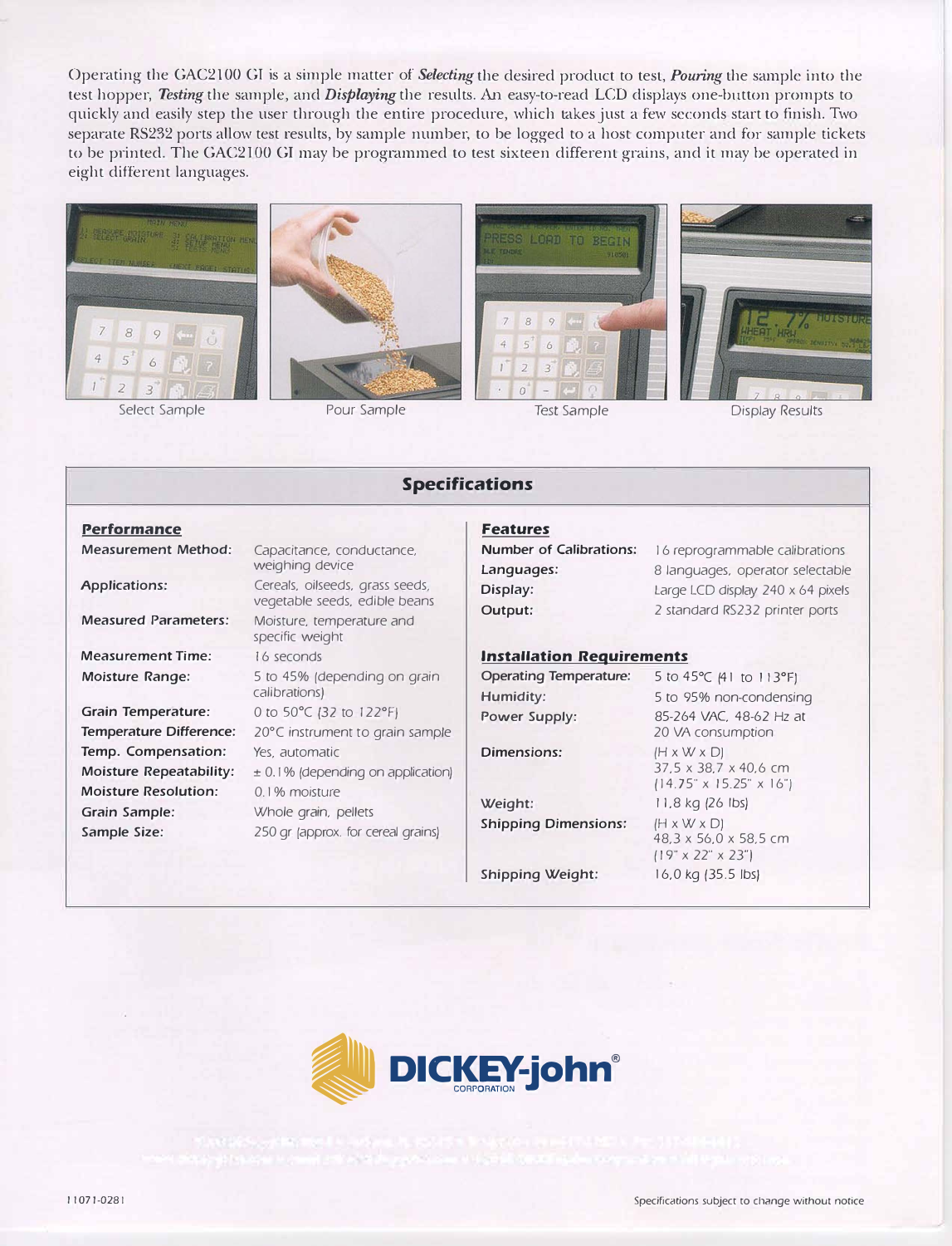Operating the GAC2100 GI is a simple matter of ***Selecting*** the desired product to test, ***Pouring*** the sample into the test hopper, ***Testing*** the sample, and ***Displaying*** the results. An easy-to-read LCD displays one-button prompts to quickly and easily step the user through the entire procedure, which takes just a few seconds start to finish. Two separate RS232 ports allow test results, by sample number, to be logged to a host computer and for sample tickets to be printed. The GAC2100 GI may be programmed to test sixteen different grains, and it may be operated in eight different languages.

Select Sample

Pour Sample

Test Sample

Display Results

## Specifications

### Performance

| | |
|---|---|
| **Measurement Method:** | Capacitance, conductance, weighing device |
| **Applications:** | Cereals, oilseeds, grass seeds, vegetable seeds, edible beans |
| **Measured Parameters:** | Moisture, temperature and specific weight |
| **Measurement Time:** | 16 seconds |
| **Moisture Range:** | 5 to 45% (depending on grain calibrations) |
| **Grain Temperature:** | 0 to 50°C (32 to 122°F) |
| **Temperature Difference:** | 20°C instrument to grain sample |
| **Temp. Compensation:** | Yes, automatic |
| **Moisture Repeatability:** | ± 0.1% (depending on application) |
| **Moisture Resolution:** | 0.1% moisture |
| **Grain Sample:** | Whole grain, pellets |
| **Sample Size:** | 250 gr (approx. for cereal grains) |

### Features

| | |
|---|---|
| **Number of Calibrations:** | 16 reprogrammable calibrations |
| **Languages:** | 8 languages, operator selectable |
| **Display:** | Large LCD display 240 x 64 pixels |
| **Output:** | 2 standard RS232 printer ports |

### Installation Requirements

| | |
|---|---|
| **Operating Temperature:** | 5 to 45°C (41 to 113°F) |
| **Humidity:** | 5 to 95% non-condensing |
| **Power Supply:** | 85-264 VAC, 48-62 Hz at 20 VA consumption |
| **Dimensions:** | (H x W x D) 37.5 x 38.7 x 40.6 cm (14.75" x 15.25" x 16") |
| **Weight:** | 11.8 kg (26 lbs) |
| **Shipping Dimensions:** | (H x W x D) 48.3 x 56.0 x 58.5 cm (19" x 22" x 23") |
| **Shipping Weight:** | 16.0 kg (35.5 lbs) |

DICKEY-john® CORPORATION

11071-0281

Specifications subject to change without notice